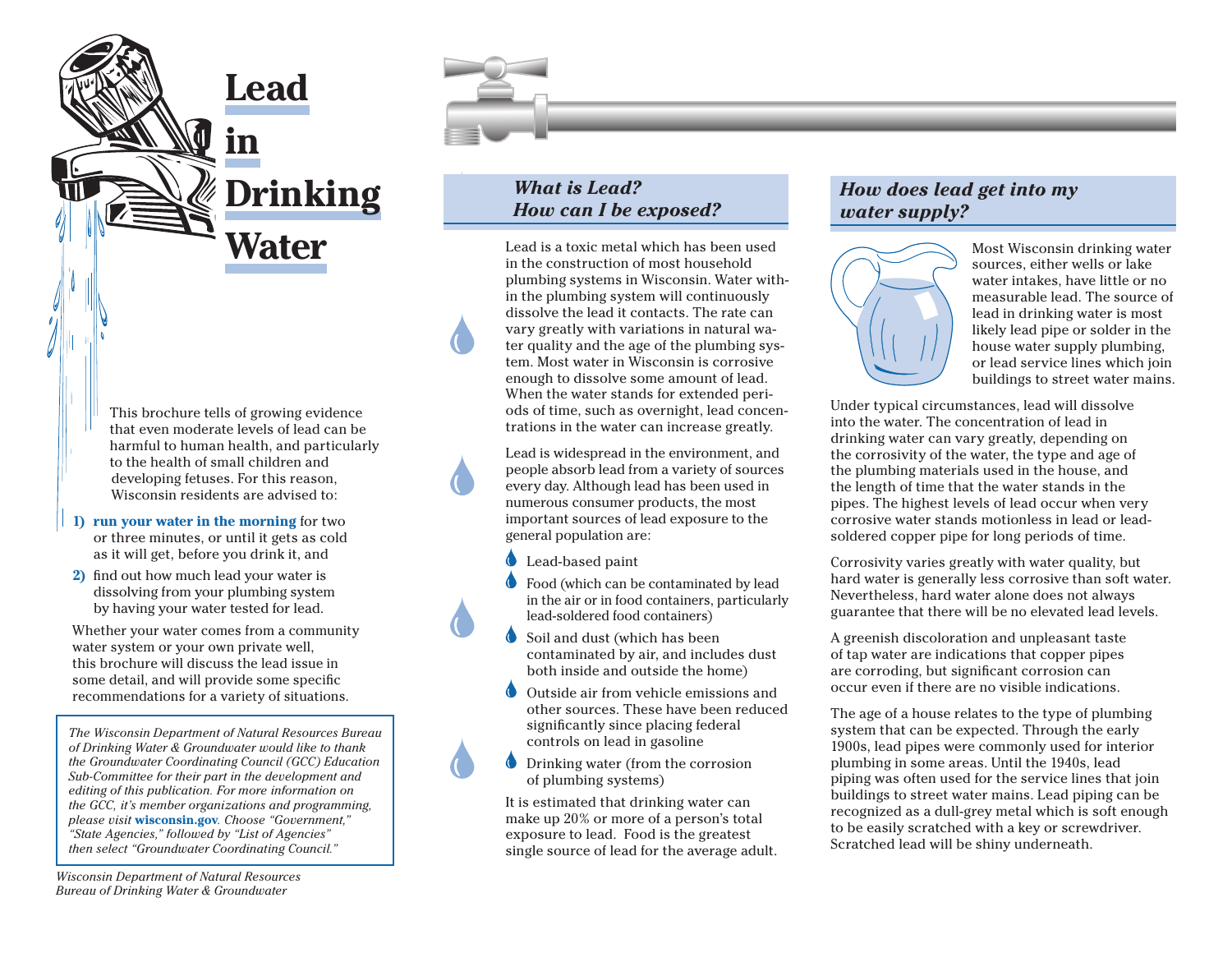# Lead in Drinking Water

This brochure tells of growing evidence that even moderate levels of lead can be harmful to human health, and particularly to the health of small children and developing fetuses. For this reason, Wisconsin residents are advised to:

1) **run your water in the morning** for two or three minutes, or until it gets as cold as it will get, before you drink it, and
2) find out how much lead your water is dissolving from your plumbing system by having your water tested for lead.

Whether your water comes from a community water system or your own private well, this brochure will discuss the lead issue in some detail, and will provide some specific recommendations for a variety of situations.

*The Wisconsin Department of Natural Resources Bureau of Drinking Water & Groundwater would like to thank the Groundwater Coordinating Council (GCC) Education Sub-Committee for their part in the development and editing of this publication. For more information on the GCC, it's member organizations and programming, please visit* ***wisconsin.gov****. Choose "Government," "State Agencies," followed by "List of Agencies" then select "Groundwater Coordinating Council."*

*Wisconsin Department of Natural Resources*
*Bureau of Drinking Water & Groundwater*

## *What is Lead? How can I be exposed?*

Lead is a toxic metal which has been used in the construction of most household plumbing systems in Wisconsin. Water within the plumbing system will continuously dissolve the lead it contacts. The rate can vary greatly with variations in natural water quality and the age of the plumbing system. Most water in Wisconsin is corrosive enough to dissolve some amount of lead. When the water stands for extended periods of time, such as overnight, lead concentrations in the water can increase greatly.

Lead is widespread in the environment, and people absorb lead from a variety of sources every day. Although lead has been used in numerous consumer products, the most important sources of lead exposure to the general population are:

- Lead-based paint
- Food (which can be contaminated by lead in the air or in food containers, particularly lead-soldered food containers)
- Soil and dust (which has been contaminated by air, and includes dust both inside and outside the home)
- Outside air from vehicle emissions and other sources. These have been reduced significantly since placing federal controls on lead in gasoline
- Drinking water (from the corrosion of plumbing systems)

It is estimated that drinking water can make up 20% or more of a person's total exposure to lead. Food is the greatest single source of lead for the average adult.

## *How does lead get into my water supply?*

Most Wisconsin drinking water sources, either wells or lake water intakes, have little or no measurable lead. The source of lead in drinking water is most likely lead pipe or solder in the house water supply plumbing, or lead service lines which join buildings to street water mains.

Under typical circumstances, lead will dissolve into the water. The concentration of lead in drinking water can vary greatly, depending on the corrosivity of the water, the type and age of the plumbing materials used in the house, and the length of time that the water stands in the pipes. The highest levels of lead occur when very corrosive water stands motionless in lead or lead-soldered copper pipe for long periods of time.

Corrosivity varies greatly with water quality, but hard water is generally less corrosive than soft water. Nevertheless, hard water alone does not always guarantee that there will be no elevated lead levels.

A greenish discoloration and unpleasant taste of tap water are indications that copper pipes are corroding, but significant corrosion can occur even if there are no visible indications.

The age of a house relates to the type of plumbing system that can be expected. Through the early 1900s, lead pipes were commonly used for interior plumbing in some areas. Until the 1940s, lead piping was often used for the service lines that join buildings to street water mains. Lead piping can be recognized as a dull-grey metal which is soft enough to be easily scratched with a key or screwdriver. Scratched lead will be shiny underneath.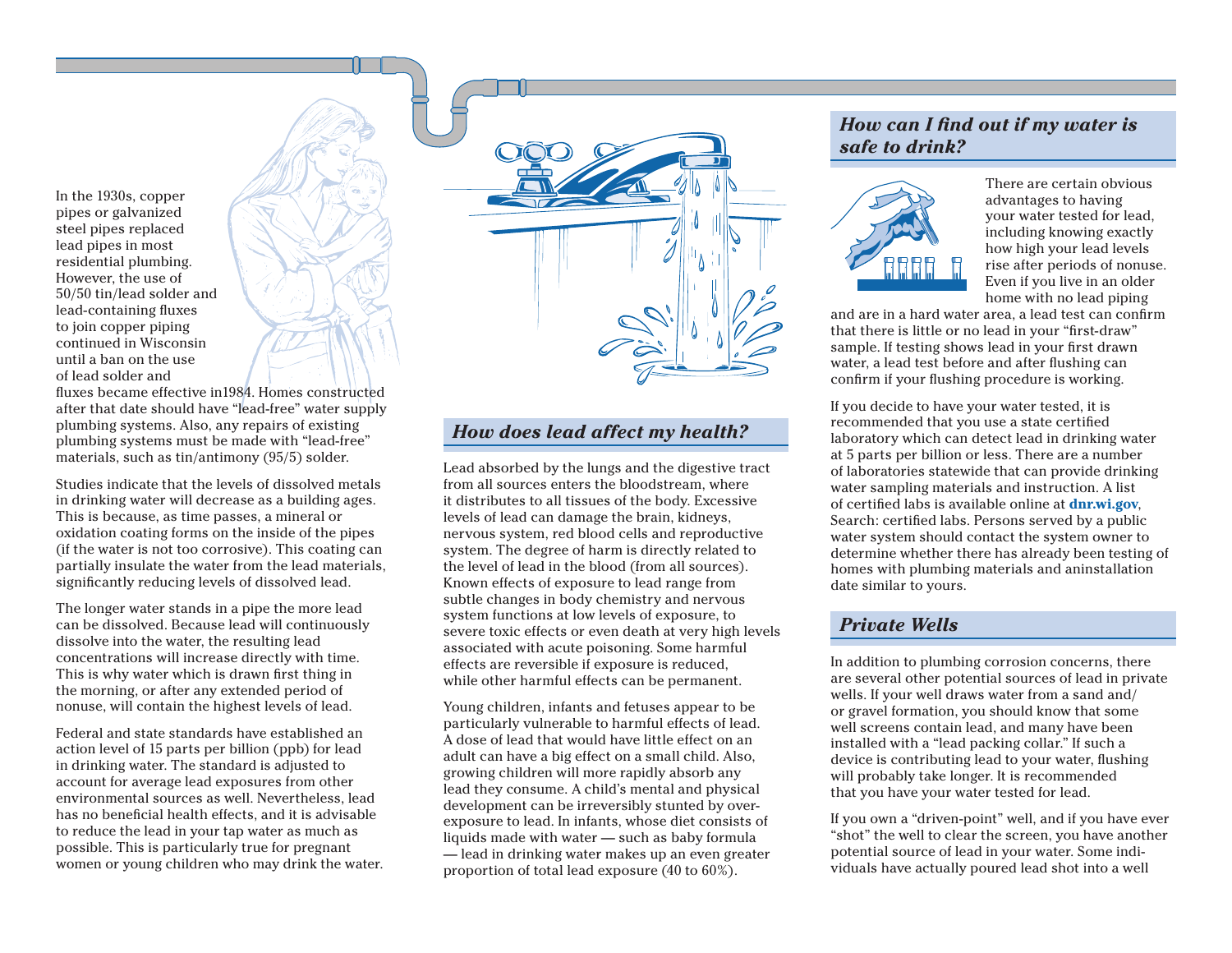In the 1930s, copper pipes or galvanized steel pipes replaced lead pipes in most residential plumbing. However, the use of 50/50 tin/lead solder and lead-containing fluxes to join copper piping continued in Wisconsin until a ban on the use of lead solder and fluxes became effective in1984. Homes constructed after that date should have "lead-free" water supply plumbing systems. Also, any repairs of existing plumbing systems must be made with "lead-free" materials, such as tin/antimony (95/5) solder.

Studies indicate that the levels of dissolved metals in drinking water will decrease as a building ages. This is because, as time passes, a mineral or oxidation coating forms on the inside of the pipes (if the water is not too corrosive). This coating can partially insulate the water from the lead materials, significantly reducing levels of dissolved lead.

The longer water stands in a pipe the more lead can be dissolved. Because lead will continuously dissolve into the water, the resulting lead concentrations will increase directly with time. This is why water which is drawn first thing in the morning, or after any extended period of nonuse, will contain the highest levels of lead.

Federal and state standards have established an action level of 15 parts per billion (ppb) for lead in drinking water. The standard is adjusted to account for average lead exposures from other environmental sources as well. Nevertheless, lead has no beneficial health effects, and it is advisable to reduce the lead in your tap water as much as possible. This is particularly true for pregnant women or young children who may drink the water.

## *How does lead affect my health?*

Lead absorbed by the lungs and the digestive tract from all sources enters the bloodstream, where it distributes to all tissues of the body. Excessive levels of lead can damage the brain, kidneys, nervous system, red blood cells and reproductive system. The degree of harm is directly related to the level of lead in the blood (from all sources). Known effects of exposure to lead range from subtle changes in body chemistry and nervous system functions at low levels of exposure, to severe toxic effects or even death at very high levels associated with acute poisoning. Some harmful effects are reversible if exposure is reduced, while other harmful effects can be permanent.

Young children, infants and fetuses appear to be particularly vulnerable to harmful effects of lead. A dose of lead that would have little effect on an adult can have a big effect on a small child. Also, growing children will more rapidly absorb any lead they consume. A child's mental and physical development can be irreversibly stunted by over-exposure to lead. In infants, whose diet consists of liquids made with water — such as baby formula — lead in drinking water makes up an even greater proportion of total lead exposure (40 to 60%).

## *How can I find out if my water is safe to drink?*

There are certain obvious advantages to having your water tested for lead, including knowing exactly how high your lead levels rise after periods of nonuse. Even if you live in an older home with no lead piping and are in a hard water area, a lead test can confirm that there is little or no lead in your "first-draw" sample. If testing shows lead in your first drawn water, a lead test before and after flushing can confirm if your flushing procedure is working.

If you decide to have your water tested, it is recommended that you use a state certified laboratory which can detect lead in drinking water at 5 parts per billion or less. There are a number of laboratories statewide that can provide drinking water sampling materials and instruction. A list of certified labs is available online at **dnr.wi.gov**, Search: certified labs. Persons served by a public water system should contact the system owner to determine whether there has already been testing of homes with plumbing materials and aninstallation date similar to yours.

## *Private Wells*

In addition to plumbing corrosion concerns, there are several other potential sources of lead in private wells. If your well draws water from a sand and/or gravel formation, you should know that some well screens contain lead, and many have been installed with a "lead packing collar." If such a device is contributing lead to your water, flushing will probably take longer. It is recommended that you have your water tested for lead.

If you own a "driven-point" well, and if you have ever "shot" the well to clear the screen, you have another potential source of lead in your water. Some individuals have actually poured lead shot into a well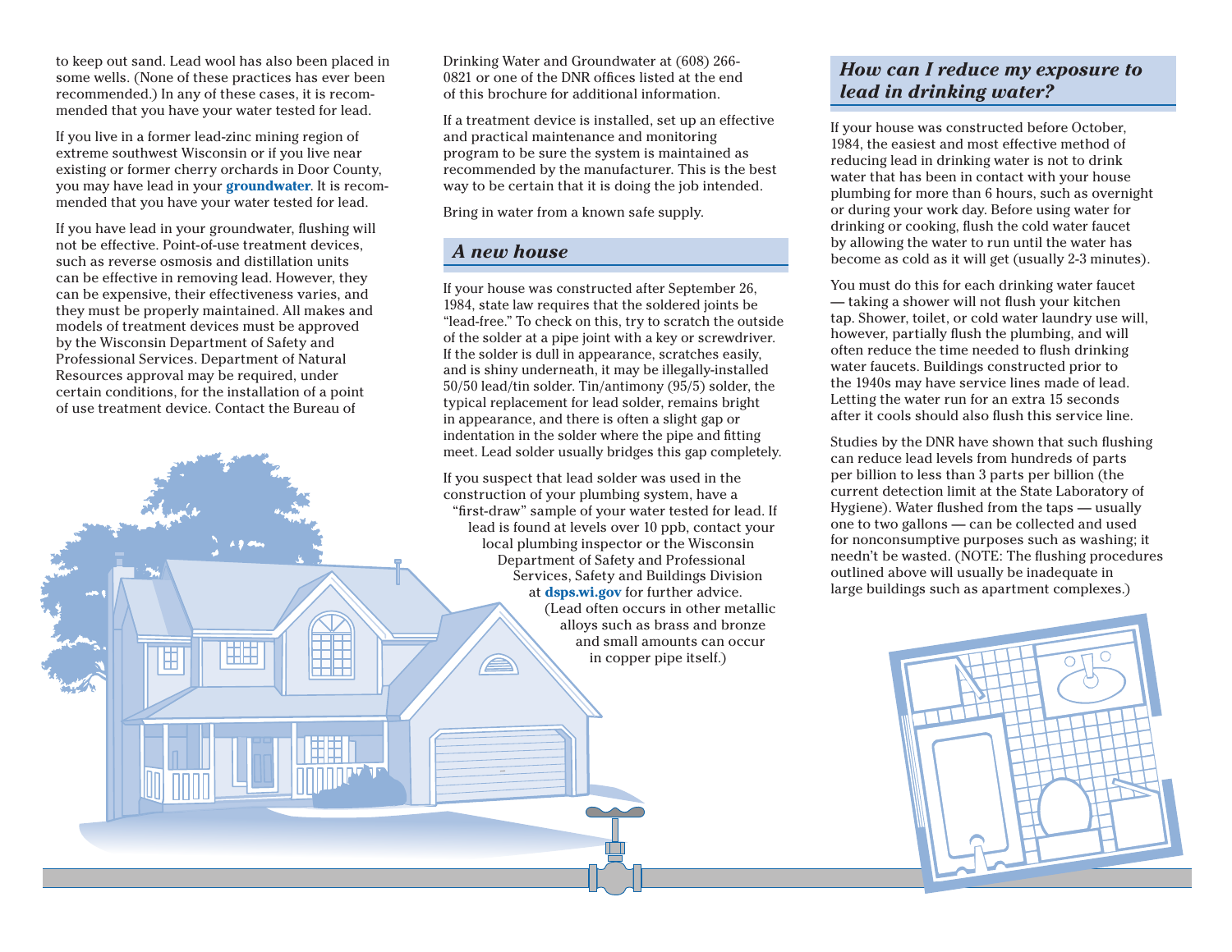to keep out sand. Lead wool has also been placed in some wells. (None of these practices has ever been recommended.) In any of these cases, it is recommended that you have your water tested for lead.

If you live in a former lead-zinc mining region of extreme southwest Wisconsin or if you live near existing or former cherry orchards in Door County, you may have lead in your **groundwater**. It is recommended that you have your water tested for lead.

If you have lead in your groundwater, flushing will not be effective. Point-of-use treatment devices, such as reverse osmosis and distillation units can be effective in removing lead. However, they can be expensive, their effectiveness varies, and they must be properly maintained. All makes and models of treatment devices must be approved by the Wisconsin Department of Safety and Professional Services. Department of Natural Resources approval may be required, under certain conditions, for the installation of a point of use treatment device. Contact the Bureau of Drinking Water and Groundwater at (608) 266-0821 or one of the DNR offices listed at the end of this brochure for additional information.

If a treatment device is installed, set up an effective and practical maintenance and monitoring program to be sure the system is maintained as recommended by the manufacturer. This is the best way to be certain that it is doing the job intended.

Bring in water from a known safe supply.

## *A new house*

If your house was constructed after September 26, 1984, state law requires that the soldered joints be "lead-free." To check on this, try to scratch the outside of the solder at a pipe joint with a key or screwdriver. If the solder is dull in appearance, scratches easily, and is shiny underneath, it may be illegally-installed 50/50 lead/tin solder. Tin/antimony (95/5) solder, the typical replacement for lead solder, remains bright in appearance, and there is often a slight gap or indentation in the solder where the pipe and fitting meet. Lead solder usually bridges this gap completely.

If you suspect that lead solder was used in the construction of your plumbing system, have a "first-draw" sample of your water tested for lead. If lead is found at levels over 10 ppb, contact your local plumbing inspector or the Wisconsin Department of Safety and Professional Services, Safety and Buildings Division at **dsps.wi.gov** for further advice. (Lead often occurs in other metallic alloys such as brass and bronze and small amounts can occur in copper pipe itself.)

## *How can I reduce my exposure to lead in drinking water?*

If your house was constructed before October, 1984, the easiest and most effective method of reducing lead in drinking water is not to drink water that has been in contact with your house plumbing for more than 6 hours, such as overnight or during your work day. Before using water for drinking or cooking, flush the cold water faucet by allowing the water to run until the water has become as cold as it will get (usually 2-3 minutes).

You must do this for each drinking water faucet — taking a shower will not flush your kitchen tap. Shower, toilet, or cold water laundry use will, however, partially flush the plumbing, and will often reduce the time needed to flush drinking water faucets. Buildings constructed prior to the 1940s may have service lines made of lead. Letting the water run for an extra 15 seconds after it cools should also flush this service line.

Studies by the DNR have shown that such flushing can reduce lead levels from hundreds of parts per billion to less than 3 parts per billion (the current detection limit at the State Laboratory of Hygiene). Water flushed from the taps — usually one to two gallons — can be collected and used for nonconsumptive purposes such as washing; it needn't be wasted. (NOTE: The flushing procedures outlined above will usually be inadequate in large buildings such as apartment complexes.)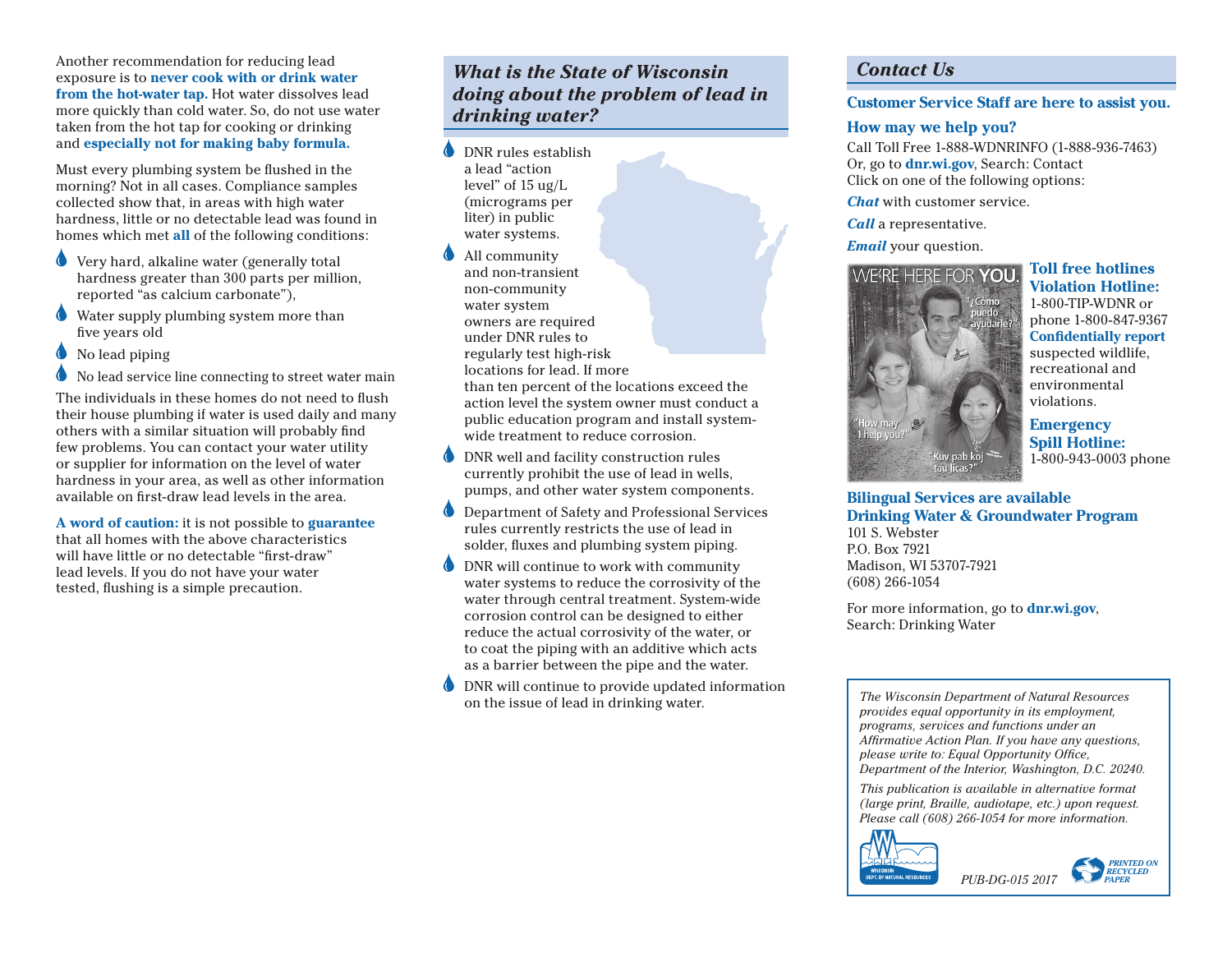Another recommendation for reducing lead exposure is to **never cook with or drink water from the hot-water tap.** Hot water dissolves lead more quickly than cold water. So, do not use water taken from the hot tap for cooking or drinking and **especially not for making baby formula.**

Must every plumbing system be flushed in the morning? Not in all cases. Compliance samples collected show that, in areas with high water hardness, little or no detectable lead was found in homes which met **all** of the following conditions:

- Very hard, alkaline water (generally total hardness greater than 300 parts per million, reported "as calcium carbonate"),
- Water supply plumbing system more than five years old
- No lead piping
- No lead service line connecting to street water main

The individuals in these homes do not need to flush their house plumbing if water is used daily and many others with a similar situation will probably find few problems. You can contact your water utility or supplier for information on the level of water hardness in your area, as well as other information available on first-draw lead levels in the area.

**A word of caution:** it is not possible to **guarantee** that all homes with the above characteristics will have little or no detectable "first-draw" lead levels. If you do not have your water tested, flushing is a simple precaution.

## *What is the State of Wisconsin doing about the problem of lead in drinking water?*

- DNR rules establish a lead "action level" of 15 ug/L (micrograms per liter) in public water systems.
- All community and non-transient non-community water system owners are required under DNR rules to regularly test high-risk locations for lead. If more than ten percent of the locations exceed the action level the system owner must conduct a public education program and install system-wide treatment to reduce corrosion.
- DNR well and facility construction rules currently prohibit the use of lead in wells, pumps, and other water system components.
- Department of Safety and Professional Services rules currently restricts the use of lead in solder, fluxes and plumbing system piping.
- DNR will continue to work with community water systems to reduce the corrosivity of the water through central treatment. System-wide corrosion control can be designed to either reduce the actual corrosivity of the water, or to coat the piping with an additive which acts as a barrier between the pipe and the water.
- DNR will continue to provide updated information on the issue of lead in drinking water.

## *Contact Us*

**Customer Service Staff are here to assist you.**

**How may we help you?**

Call Toll Free 1-888-WDNRINFO (1-888-936-7463)
Or, go to **dnr.wi.gov**, Search: Contact
Click on one of the following options:

***Chat*** with customer service.

***Call*** a representative.

***Email*** your question.

**Toll free hotlines**
**Violation Hotline:**
1-800-TIP-WDNR or phone 1-800-847-9367
**Confidentially report** suspected wildlife, recreational and environmental violations.

**Emergency Spill Hotline:**
1-800-943-0003 phone

**Bilingual Services are available**
**Drinking Water & Groundwater Program**
101 S. Webster
P.O. Box 7921
Madison, WI 53707-7921
(608) 266-1054

For more information, go to **dnr.wi.gov**, Search: Drinking Water

*The Wisconsin Department of Natural Resources provides equal opportunity in its employment, programs, services and functions under an Affirmative Action Plan. If you have any questions, please write to: Equal Opportunity Office, Department of the Interior, Washington, D.C. 20240.*

*This publication is available in alternative format (large print, Braille, audiotape, etc.) upon request. Please call (608) 266-1054 for more information.*

*PUB-DG-015 2017*

*PRINTED ON RECYCLED PAPER*